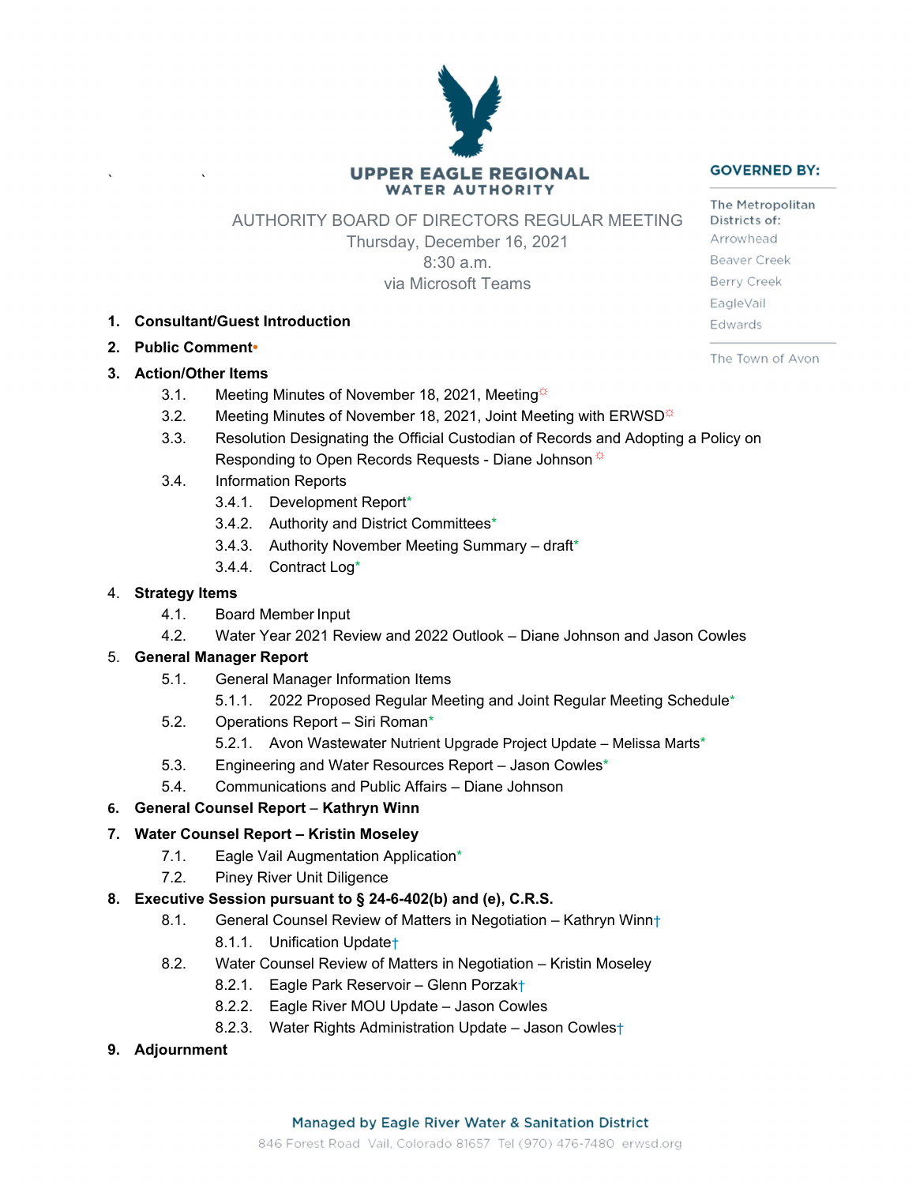# UPPER EAGLE REGIONAL WATER AUTHORITY

**GOVERNED BY:**

The Metropolitan Districts of:
Arrowhead
Beaver Creek
Berry Creek
EagleVail
Edwards

The Town of Avon

AUTHORITY BOARD OF DIRECTORS REGULAR MEETING
Thursday, December 16, 2021
8:30 a.m.
via Microsoft Teams

1. **Consultant/Guest Introduction**
2. **Public Comment•**
3. **Action/Other Items**
   - 3.1. Meeting Minutes of November 18, 2021, Meeting☼
   - 3.2. Meeting Minutes of November 18, 2021, Joint Meeting with ERWSD☼
   - 3.3. Resolution Designating the Official Custodian of Records and Adopting a Policy on Responding to Open Records Requests - Diane Johnson ☼
   - 3.4. Information Reports
     - 3.4.1. Development Report*
     - 3.4.2. Authority and District Committees*
     - 3.4.3. Authority November Meeting Summary – draft*
     - 3.4.4. Contract Log*
4. **Strategy Items**
   - 4.1. Board Member Input
   - 4.2. Water Year 2021 Review and 2022 Outlook – Diane Johnson and Jason Cowles
5. **General Manager Report**
   - 5.1. General Manager Information Items
     - 5.1.1. 2022 Proposed Regular Meeting and Joint Regular Meeting Schedule*
   - 5.2. Operations Report – Siri Roman*
     - 5.2.1. Avon Wastewater Nutrient Upgrade Project Update – Melissa Marts*
   - 5.3. Engineering and Water Resources Report – Jason Cowles*
   - 5.4. Communications and Public Affairs – Diane Johnson
6. **General Counsel Report – Kathryn Winn**
7. **Water Counsel Report – Kristin Moseley**
   - 7.1. Eagle Vail Augmentation Application*
   - 7.2. Piney River Unit Diligence
8. **Executive Session pursuant to § 24-6-402(b) and (e), C.R.S.**
   - 8.1. General Counsel Review of Matters in Negotiation – Kathryn Winn†
     - 8.1.1. Unification Update†
   - 8.2. Water Counsel Review of Matters in Negotiation – Kristin Moseley
     - 8.2.1. Eagle Park Reservoir – Glenn Porzak†
     - 8.2.2. Eagle River MOU Update – Jason Cowles
     - 8.2.3. Water Rights Administration Update – Jason Cowles†
9. **Adjournment**

Managed by Eagle River Water & Sanitation District
846 Forest Road Vail, Colorado 81657 Tel (970) 476-7480 erwsd.org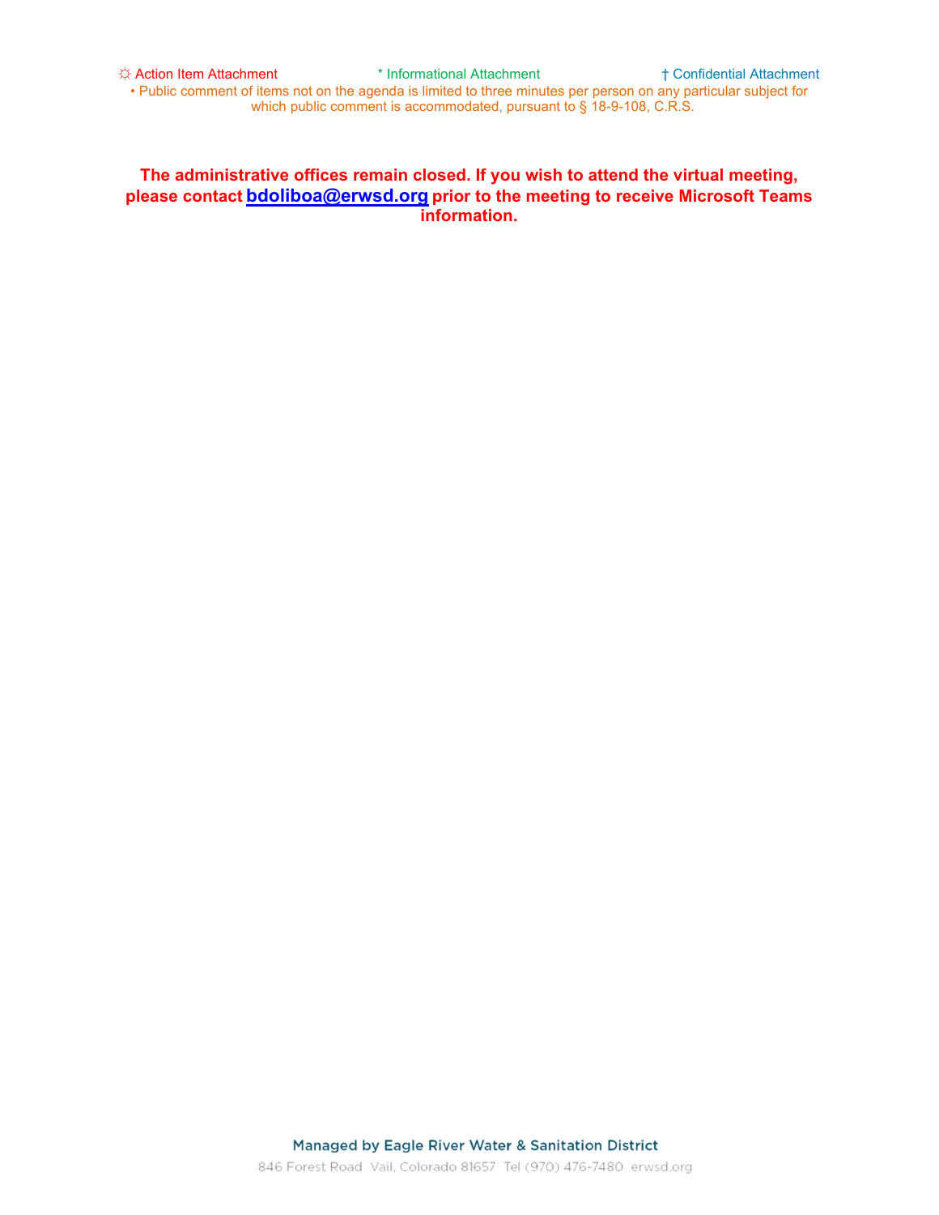☼ Action Item Attachment * Informational Attachment † Confidential Attachment

• Public comment of items not on the agenda is limited to three minutes per person on any particular subject for which public comment is accommodated, pursuant to § 18-9-108, C.R.S.

**The administrative offices remain closed. If you wish to attend the virtual meeting, please contact bdoliboa@erwsd.org prior to the meeting to receive Microsoft Teams information.**

Managed by Eagle River Water & Sanitation District

846 Forest Road Vail, Colorado 81657 Tel (970) 476-7480 erwsd.org